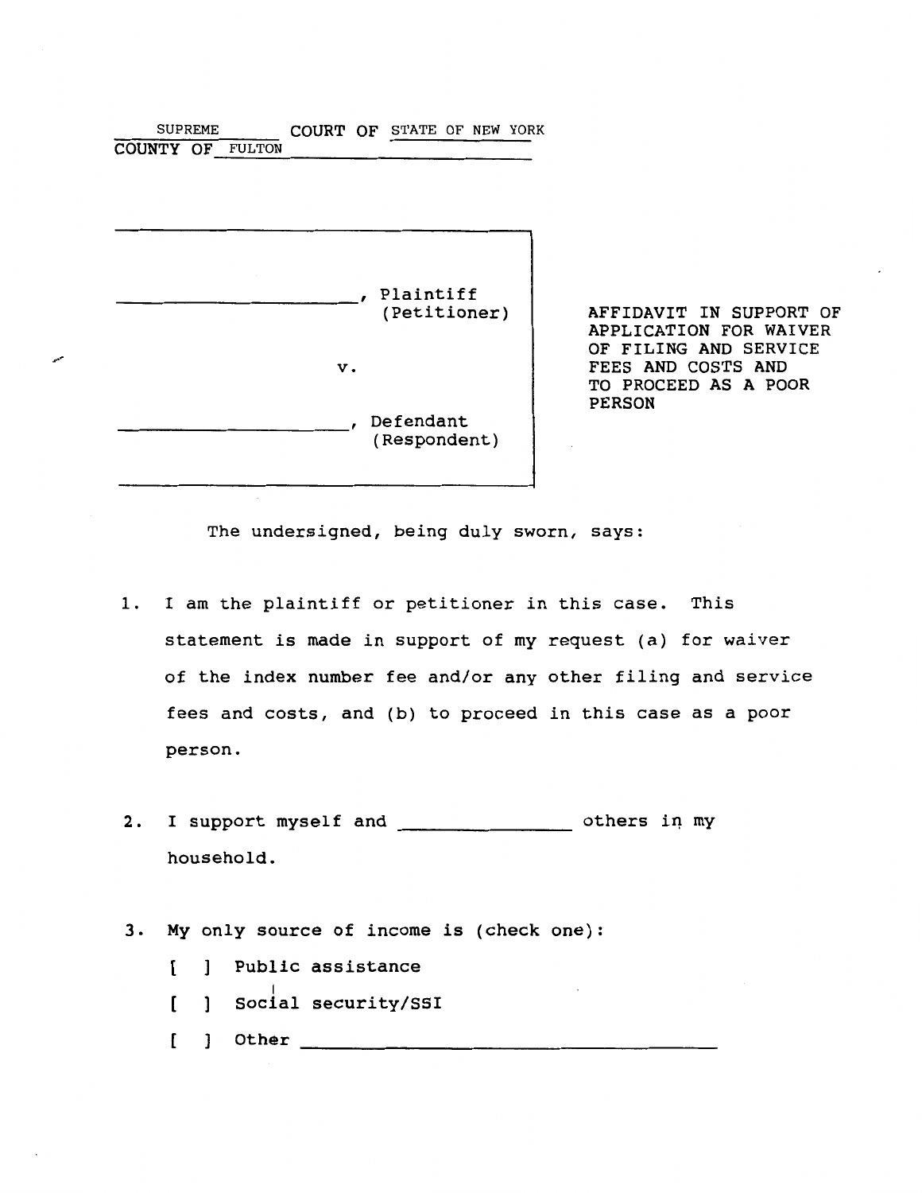SUPREME COURT OF STATE OF NEW YORK
COUNTY OF FULTON

| | |
|---|---|
| ____________________, Plaintiff (Petitioner)<br><br>v.<br><br>____________________, Defendant (Respondent) | AFFIDAVIT IN SUPPORT OF APPLICATION FOR WAIVER OF FILING AND SERVICE FEES AND COSTS AND TO PROCEED AS A POOR PERSON |

The undersigned, being duly sworn, says:

1. I am the plaintiff or petitioner in this case. This statement is made in support of my request (a) for waiver of the index number fee and/or any other filing and service fees and costs, and (b) to proceed in this case as a poor person.

2. I support myself and ______________ others in my household.

3. My only source of income is (check one):

   [ ] Public assistance

   [ ] Social security/SSI

   [ ] Other ________________________________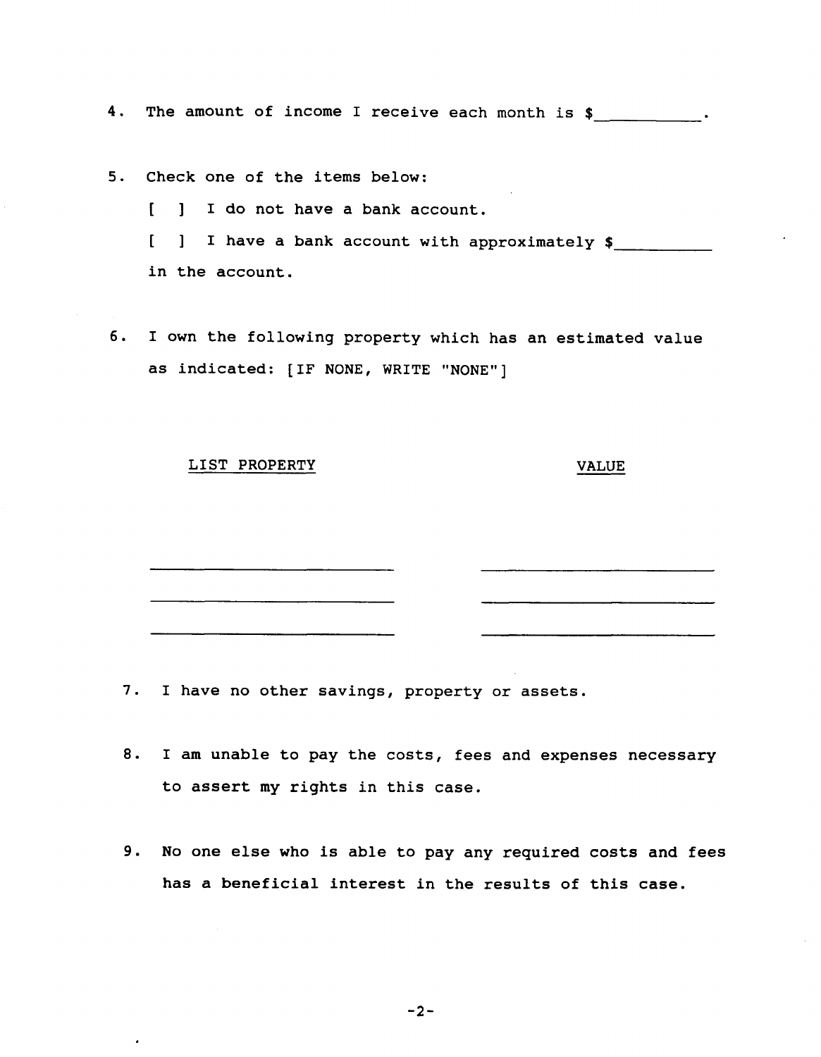4. The amount of income I receive each month is $__________.

5. Check one of the items below:

   [ ] I do not have a bank account.

   [ ] I have a bank account with approximately $__________ in the account.

6. I own the following property which has an estimated value as indicated: [IF NONE, WRITE "NONE"]

| LIST PROPERTY | VALUE |
| --- | --- |
| ____________________ | ____________________ |
| ____________________ | ____________________ |
| ____________________ | ____________________ |

7. I have no other savings, property or assets.

8. I am unable to pay the costs, fees and expenses necessary to assert my rights in this case.

9. No one else who is able to pay any required costs and fees has a beneficial interest in the results of this case.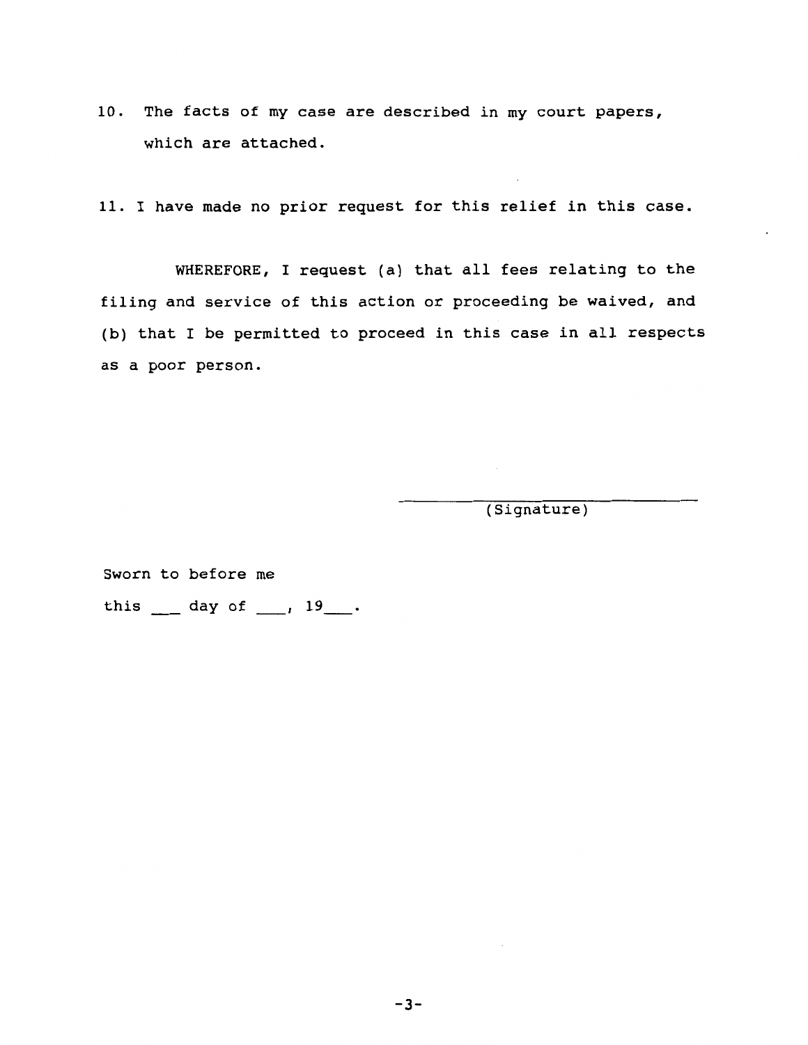10. The facts of my case are described in my court papers, which are attached.

11. I have made no prior request for this relief in this case.

WHEREFORE, I request (a) that all fees relating to the filing and service of this action or proceeding be waived, and (b) that I be permitted to proceed in this case in all respects as a poor person.

_______________________________
(Signature)

Sworn to before me

this ___ day of ___, 19___.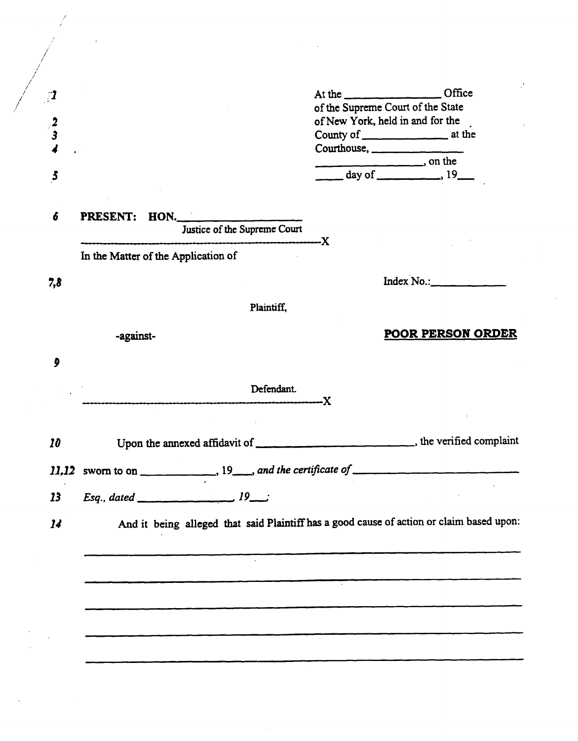1 At the ________________ Office
of the Supreme Court of the State
2 of New York, held in and for the
3 County of ______________ at the
4 Courthouse, ________________
__________________, on the
5 _____ day of __________, 19___

6 **PRESENT: HON.** ____________________
Justice of the Supreme Court

---------------------------------------------------------X

In the Matter of the Application of

7,8 Index No.: ____________

Plaintiff,

-against- **POOR PERSON ORDER**

9

Defendant.

---------------------------------------------------------X

10 Upon the annexed affidavit of ___________________________, the verified complaint

11,12 sworn to on ____________, 19____, *and the certificate of* ___________________________

13 *Esq., dated* ________________, *19*___*;*

14 And it being alleged that said Plaintiff has a good cause of action or claim based upon:

_______________________________________________________________________________

_______________________________________________________________________________

_______________________________________________________________________________

_______________________________________________________________________________

_______________________________________________________________________________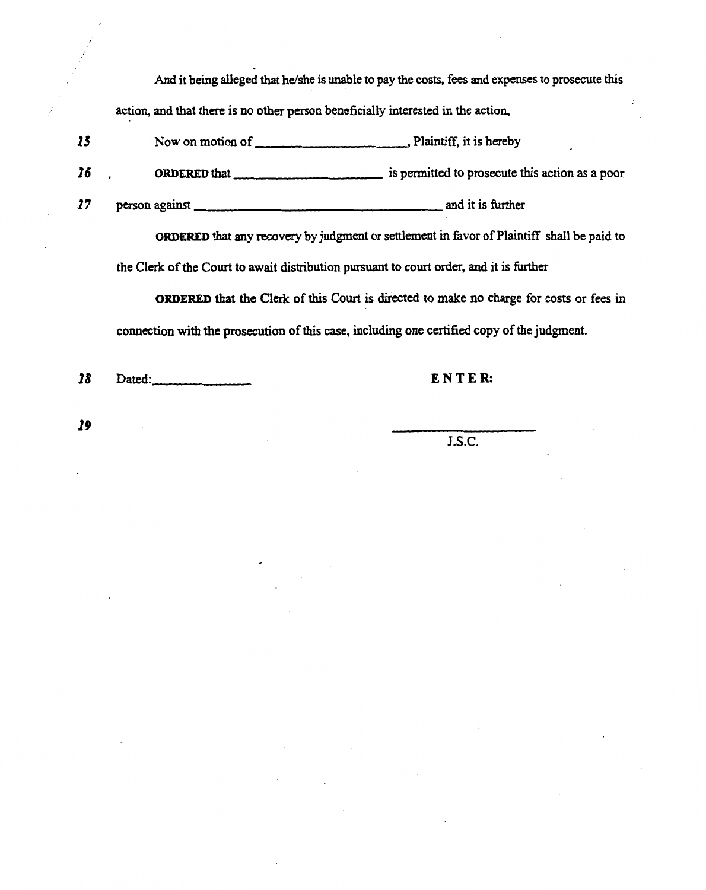And it being alleged that he/she is unable to pay the costs, fees and expenses to prosecute this action, and that there is no other person beneficially interested in the action,

15 Now on motion of ______________________, Plaintiff, it is hereby

16 **ORDERED** that ______________________ is permitted to prosecute this action as a poor

17 person against ____________________________________ and it is further

**ORDERED** that any recovery by judgment or settlement in favor of Plaintiff shall be paid to the Clerk of the Court to await distribution pursuant to court order, and it is further

**ORDERED** that the Clerk of this Court is directed to make no charge for costs or fees in connection with the prosecution of this case, including one certified copy of the judgment.

18 Dated:______________ **E N T E R:**

19 ______________________

J.S.C.